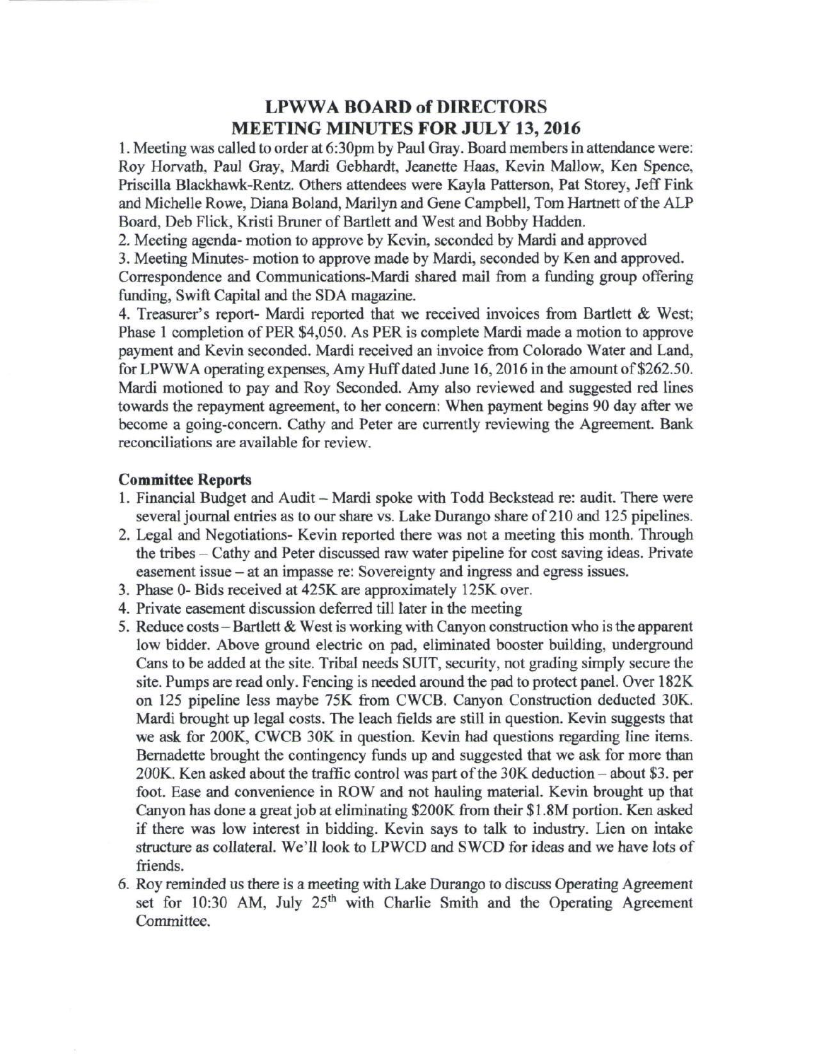# LPWWA BOARD of DIRECTORS
# MEETING MINUTES FOR JULY 13, 2016

1. Meeting was called to order at 6:30pm by Paul Gray. Board members in attendance were: Roy Horvath, Paul Gray, Mardi Gebhardt, Jeanette Haas, Kevin Mallow, Ken Spence, Priscilla Blackhawk-Rentz. Others attendees were Kayla Patterson, Pat Storey, Jeff Fink and Michelle Rowe, Diana Boland, Marilyn and Gene Campbell, Tom Hartnett of the ALP Board, Deb Flick, Kristi Bruner of Bartlett and West and Bobby Hadden.
2. Meeting agenda- motion to approve by Kevin, seconded by Mardi and approved
3. Meeting Minutes- motion to approve made by Mardi, seconded by Ken and approved.

Correspondence and Communications-Mardi shared mail from a funding group offering funding, Swift Capital and the SDA magazine.

4. Treasurer's report- Mardi reported that we received invoices from Bartlett & West; Phase 1 completion of PER $4,050. As PER is complete Mardi made a motion to approve payment and Kevin seconded. Mardi received an invoice from Colorado Water and Land, for LPWWA operating expenses, Amy Huff dated June 16, 2016 in the amount of $262.50. Mardi motioned to pay and Roy Seconded. Amy also reviewed and suggested red lines towards the repayment agreement, to her concern: When payment begins 90 day after we become a going-concern. Cathy and Peter are currently reviewing the Agreement. Bank reconciliations are available for review.

**Committee Reports**

1. Financial Budget and Audit – Mardi spoke with Todd Beckstead re: audit. There were several journal entries as to our share vs. Lake Durango share of 210 and 125 pipelines.
2. Legal and Negotiations- Kevin reported there was not a meeting this month. Through the tribes – Cathy and Peter discussed raw water pipeline for cost saving ideas. Private easement issue – at an impasse re: Sovereignty and ingress and egress issues.
3. Phase 0- Bids received at 425K are approximately 125K over.
4. Private easement discussion deferred till later in the meeting
5. Reduce costs – Bartlett & West is working with Canyon construction who is the apparent low bidder. Above ground electric on pad, eliminated booster building, underground Cans to be added at the site. Tribal needs SUIT, security, not grading simply secure the site. Pumps are read only. Fencing is needed around the pad to protect panel. Over 182K on 125 pipeline less maybe 75K from CWCB. Canyon Construction deducted 30K. Mardi brought up legal costs. The leach fields are still in question. Kevin suggests that we ask for 200K, CWCB 30K in question. Kevin had questions regarding line items. Bernadette brought the contingency funds up and suggested that we ask for more than 200K. Ken asked about the traffic control was part of the 30K deduction – about $3. per foot. Ease and convenience in ROW and not hauling material. Kevin brought up that Canyon has done a great job at eliminating $200K from their $1.8M portion. Ken asked if there was low interest in bidding. Kevin says to talk to industry. Lien on intake structure as collateral. We'll look to LPWCD and SWCD for ideas and we have lots of friends.
6. Roy reminded us there is a meeting with Lake Durango to discuss Operating Agreement set for 10:30 AM, July 25th with Charlie Smith and the Operating Agreement Committee.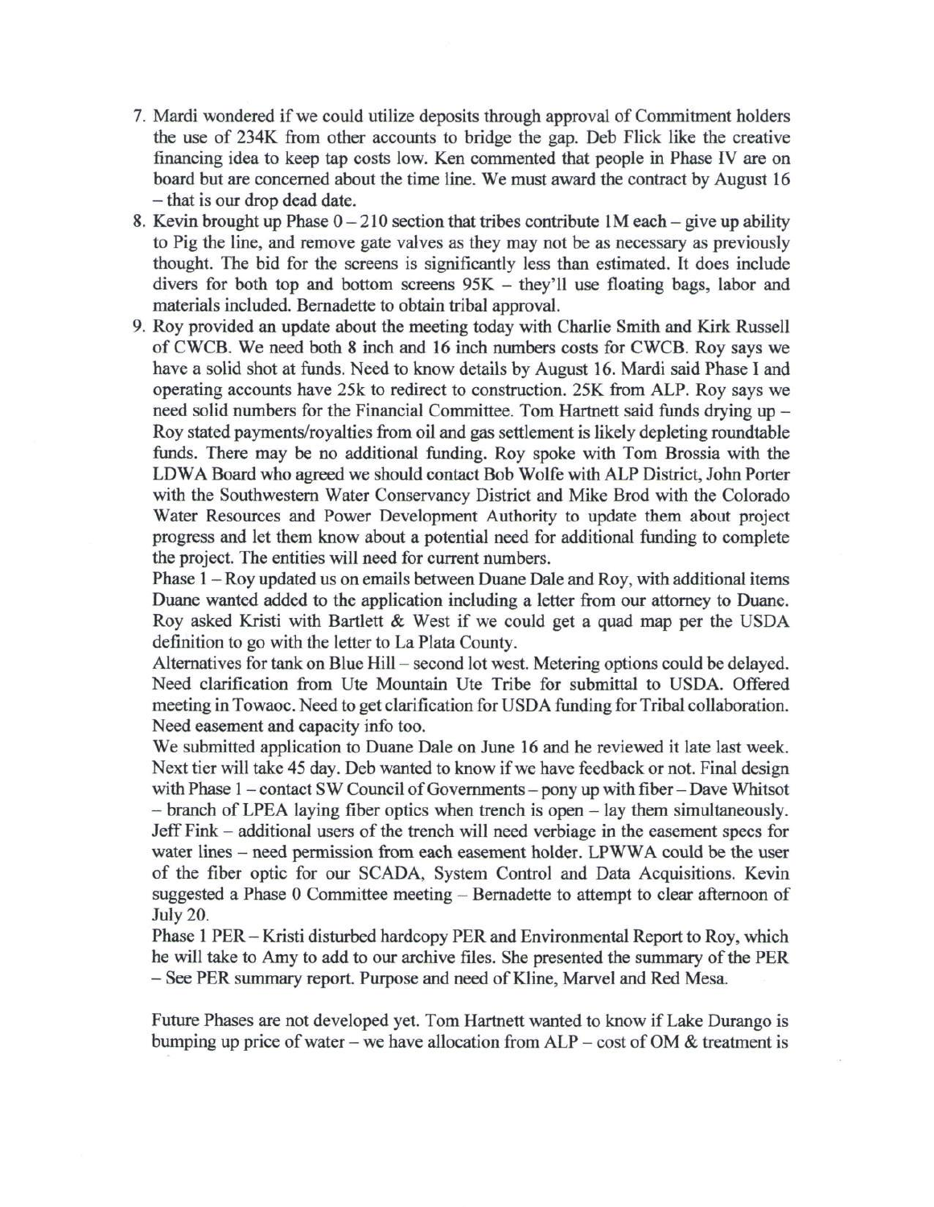7. Mardi wondered if we could utilize deposits through approval of Commitment holders the use of 234K from other accounts to bridge the gap. Deb Flick like the creative financing idea to keep tap costs low. Ken commented that people in Phase IV are on board but are concerned about the time line. We must award the contract by August 16 – that is our drop dead date.
8. Kevin brought up Phase 0 – 210 section that tribes contribute 1M each – give up ability to Pig the line, and remove gate valves as they may not be as necessary as previously thought. The bid for the screens is significantly less than estimated. It does include divers for both top and bottom screens 95K – they'll use floating bags, labor and materials included. Bernadette to obtain tribal approval.
9. Roy provided an update about the meeting today with Charlie Smith and Kirk Russell of CWCB. We need both 8 inch and 16 inch numbers costs for CWCB. Roy says we have a solid shot at funds. Need to know details by August 16. Mardi said Phase I and operating accounts have 25k to redirect to construction. 25K from ALP. Roy says we need solid numbers for the Financial Committee. Tom Hartnett said funds drying up – Roy stated payments/royalties from oil and gas settlement is likely depleting roundtable funds. There may be no additional funding. Roy spoke with Tom Brossia with the LDWA Board who agreed we should contact Bob Wolfe with ALP District, John Porter with the Southwestern Water Conservancy District and Mike Brod with the Colorado Water Resources and Power Development Authority to update them about project progress and let them know about a potential need for additional funding to complete the project. The entities will need for current numbers.

   Phase 1 – Roy updated us on emails between Duane Dale and Roy, with additional items Duane wanted added to the application including a letter from our attorney to Duane. Roy asked Kristi with Bartlett & West if we could get a quad map per the USDA definition to go with the letter to La Plata County.

   Alternatives for tank on Blue Hill – second lot west. Metering options could be delayed. Need clarification from Ute Mountain Ute Tribe for submittal to USDA. Offered meeting in Towaoc. Need to get clarification for USDA funding for Tribal collaboration. Need easement and capacity info too.

   We submitted application to Duane Dale on June 16 and he reviewed it late last week. Next tier will take 45 day. Deb wanted to know if we have feedback or not. Final design with Phase 1 – contact SW Council of Governments – pony up with fiber – Dave Whitsot – branch of LPEA laying fiber optics when trench is open – lay them simultaneously. Jeff Fink – additional users of the trench will need verbiage in the easement specs for water lines – need permission from each easement holder. LPWWA could be the user of the fiber optic for our SCADA, System Control and Data Acquisitions. Kevin suggested a Phase 0 Committee meeting – Bernadette to attempt to clear afternoon of July 20.

   Phase 1 PER – Kristi disturbed hardcopy PER and Environmental Report to Roy, which he will take to Amy to add to our archive files. She presented the summary of the PER – See PER summary report. Purpose and need of Kline, Marvel and Red Mesa.

Future Phases are not developed yet. Tom Hartnett wanted to know if Lake Durango is bumping up price of water – we have allocation from ALP – cost of OM & treatment is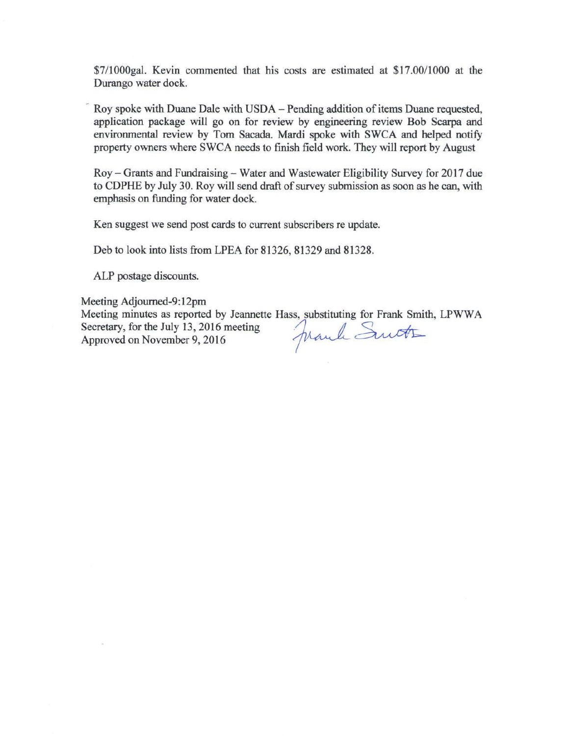$7/1000gal. Kevin commented that his costs are estimated at $17.00/1000 at the Durango water dock.

Roy spoke with Duane Dale with USDA – Pending addition of items Duane requested, application package will go on for review by engineering review Bob Scarpa and environmental review by Tom Sacada. Mardi spoke with SWCA and helped notify property owners where SWCA needs to finish field work. They will report by August

Roy – Grants and Fundraising – Water and Wastewater Eligibility Survey for 2017 due to CDPHE by July 30. Roy will send draft of survey submission as soon as he can, with emphasis on funding for water dock.

Ken suggest we send post cards to current subscribers re update.

Deb to look into lists from LPEA for 81326, 81329 and 81328.

ALP postage discounts.

Meeting Adjourned-9:12pm
Meeting minutes as reported by Jeannette Hass, substituting for Frank Smith, LPWWA Secretary, for the July 13, 2016 meeting
Approved on November 9, 2016

Frank Smith